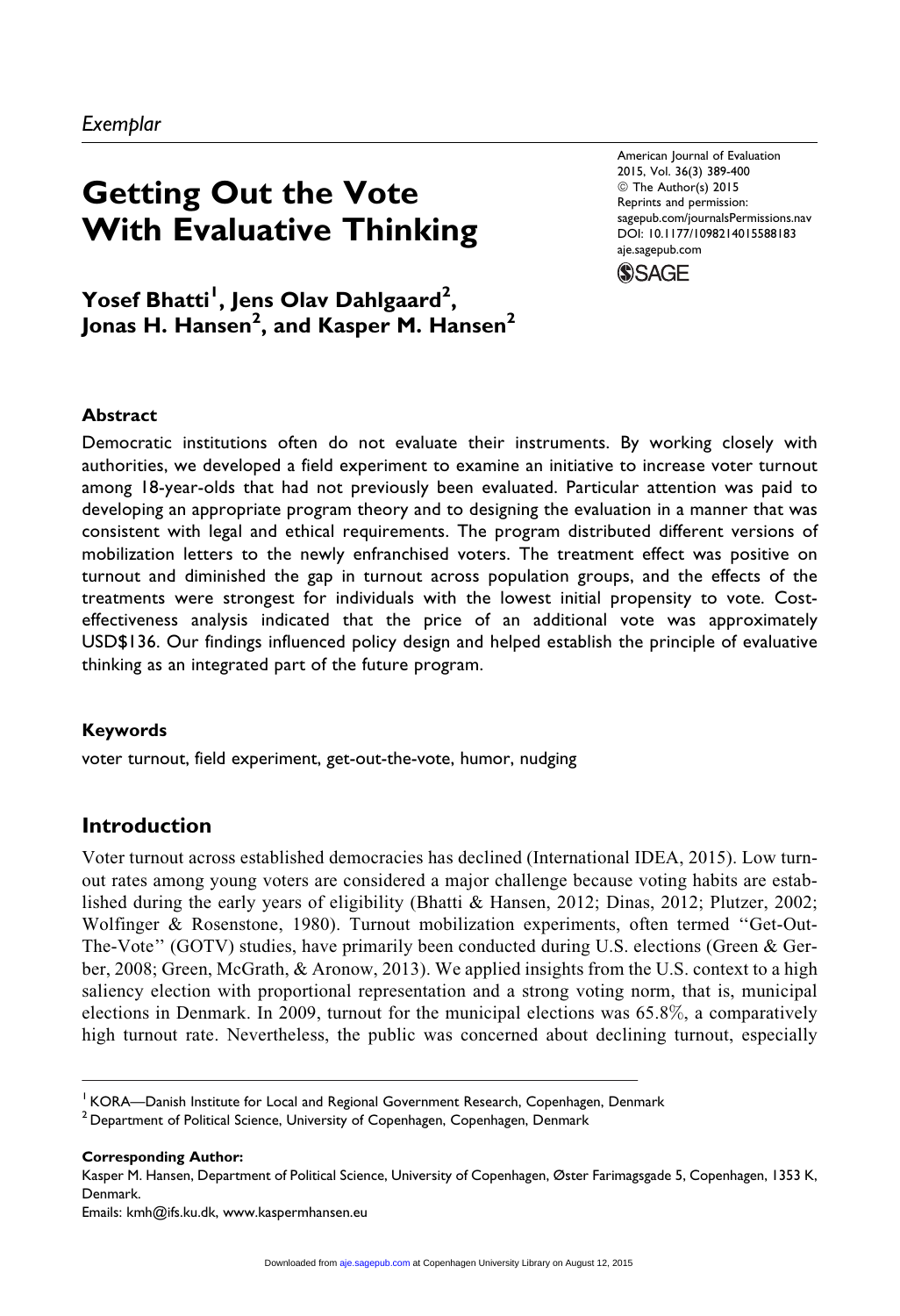*Exemplar*

# Getting Out the Vote With Evaluative Thinking

**Yosef Bhatti[1], Jens Olav Dahlgaard[2], Jonas H. Hansen[2], and Kasper M. Hansen[2]**

## Abstract

Democratic institutions often do not evaluate their instruments. By working closely with authorities, we developed a field experiment to examine an initiative to increase voter turnout among 18-year-olds that had not previously been evaluated. Particular attention was paid to developing an appropriate program theory and to designing the evaluation in a manner that was consistent with legal and ethical requirements. The program distributed different versions of mobilization letters to the newly enfranchised voters. The treatment effect was positive on turnout and diminished the gap in turnout across population groups, and the effects of the treatments were strongest for individuals with the lowest initial propensity to vote. Cost-effectiveness analysis indicated that the price of an additional vote was approximately USD$136. Our findings influenced policy design and helped establish the principle of evaluative thinking as an integrated part of the future program.

### Keywords

voter turnout, field experiment, get-out-the-vote, humor, nudging

## Introduction

Voter turnout across established democracies has declined (International IDEA, 2015). Low turnout rates among young voters are considered a major challenge because voting habits are established during the early years of eligibility (Bhatti & Hansen, 2012; Dinas, 2012; Plutzer, 2002; Wolfinger & Rosenstone, 1980). Turnout mobilization experiments, often termed "Get-Out-The-Vote" (GOTV) studies, have primarily been conducted during U.S. elections (Green & Gerber, 2008; Green, McGrath, & Aronow, 2013). We applied insights from the U.S. context to a high saliency election with proportional representation and a strong voting norm, that is, municipal elections in Denmark. In 2009, turnout for the municipal elections was 65.8%, a comparatively high turnout rate. Nevertheless, the public was concerned about declining turnout, especially

---

[1] KORA—Danish Institute for Local and Regional Government Research, Copenhagen, Denmark
[2] Department of Political Science, University of Copenhagen, Copenhagen, Denmark

**Corresponding Author:**
Kasper M. Hansen, Department of Political Science, University of Copenhagen, Øster Farimagsgade 5, Copenhagen, 1353 K, Denmark.
Emails: kmh@ifs.ku.dk, www.kaspermhansen.eu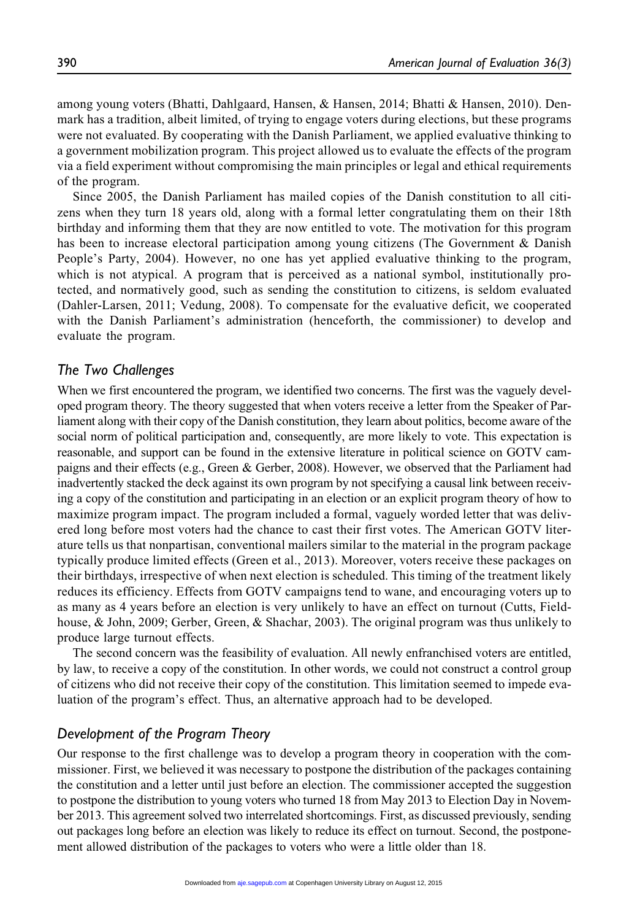among young voters (Bhatti, Dahlgaard, Hansen, & Hansen, 2014; Bhatti & Hansen, 2010). Denmark has a tradition, albeit limited, of trying to engage voters during elections, but these programs were not evaluated. By cooperating with the Danish Parliament, we applied evaluative thinking to a government mobilization program. This project allowed us to evaluate the effects of the program via a field experiment without compromising the main principles or legal and ethical requirements of the program.

Since 2005, the Danish Parliament has mailed copies of the Danish constitution to all citizens when they turn 18 years old, along with a formal letter congratulating them on their 18th birthday and informing them that they are now entitled to vote. The motivation for this program has been to increase electoral participation among young citizens (The Government & Danish People's Party, 2004). However, no one has yet applied evaluative thinking to the program, which is not atypical. A program that is perceived as a national symbol, institutionally protected, and normatively good, such as sending the constitution to citizens, is seldom evaluated (Dahler-Larsen, 2011; Vedung, 2008). To compensate for the evaluative deficit, we cooperated with the Danish Parliament's administration (henceforth, the commissioner) to develop and evaluate the program.

## *The Two Challenges*

When we first encountered the program, we identified two concerns. The first was the vaguely developed program theory. The theory suggested that when voters receive a letter from the Speaker of Parliament along with their copy of the Danish constitution, they learn about politics, become aware of the social norm of political participation and, consequently, are more likely to vote. This expectation is reasonable, and support can be found in the extensive literature in political science on GOTV campaigns and their effects (e.g., Green & Gerber, 2008). However, we observed that the Parliament had inadvertently stacked the deck against its own program by not specifying a causal link between receiving a copy of the constitution and participating in an election or an explicit program theory of how to maximize program impact. The program included a formal, vaguely worded letter that was delivered long before most voters had the chance to cast their first votes. The American GOTV literature tells us that nonpartisan, conventional mailers similar to the material in the program package typically produce limited effects (Green et al., 2013). Moreover, voters receive these packages on their birthdays, irrespective of when next election is scheduled. This timing of the treatment likely reduces its efficiency. Effects from GOTV campaigns tend to wane, and encouraging voters up to as many as 4 years before an election is very unlikely to have an effect on turnout (Cutts, Fieldhouse, & John, 2009; Gerber, Green, & Shachar, 2003). The original program was thus unlikely to produce large turnout effects.

The second concern was the feasibility of evaluation. All newly enfranchised voters are entitled, by law, to receive a copy of the constitution. In other words, we could not construct a control group of citizens who did not receive their copy of the constitution. This limitation seemed to impede evaluation of the program's effect. Thus, an alternative approach had to be developed.

## *Development of the Program Theory*

Our response to the first challenge was to develop a program theory in cooperation with the commissioner. First, we believed it was necessary to postpone the distribution of the packages containing the constitution and a letter until just before an election. The commissioner accepted the suggestion to postpone the distribution to young voters who turned 18 from May 2013 to Election Day in November 2013. This agreement solved two interrelated shortcomings. First, as discussed previously, sending out packages long before an election was likely to reduce its effect on turnout. Second, the postponement allowed distribution of the packages to voters who were a little older than 18.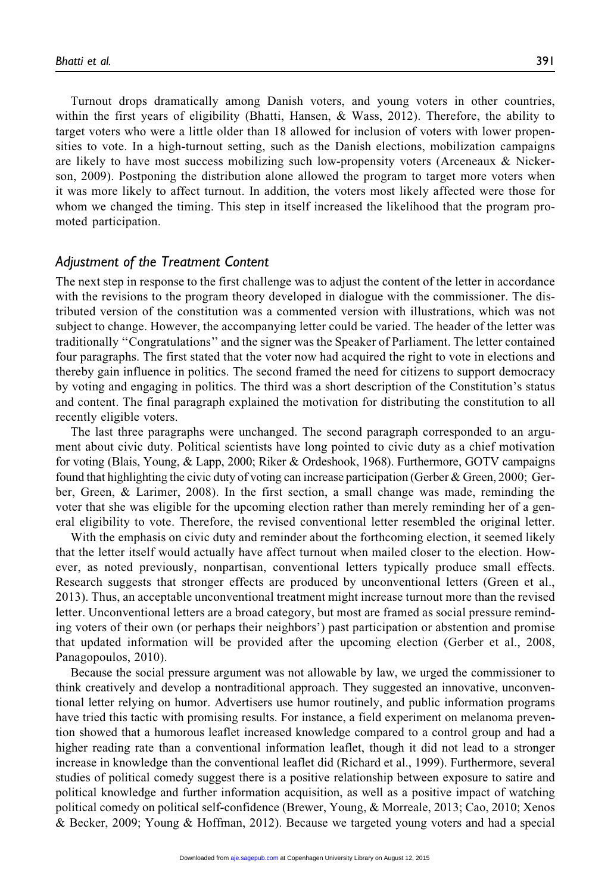Turnout drops dramatically among Danish voters, and young voters in other countries, within the first years of eligibility (Bhatti, Hansen, & Wass, 2012). Therefore, the ability to target voters who were a little older than 18 allowed for inclusion of voters with lower propensities to vote. In a high-turnout setting, such as the Danish elections, mobilization campaigns are likely to have most success mobilizing such low-propensity voters (Arceneaux & Nickerson, 2009). Postponing the distribution alone allowed the program to target more voters when it was more likely to affect turnout. In addition, the voters most likely affected were those for whom we changed the timing. This step in itself increased the likelihood that the program promoted participation.

### Adjustment of the Treatment Content

The next step in response to the first challenge was to adjust the content of the letter in accordance with the revisions to the program theory developed in dialogue with the commissioner. The distributed version of the constitution was a commented version with illustrations, which was not subject to change. However, the accompanying letter could be varied. The header of the letter was traditionally "Congratulations" and the signer was the Speaker of Parliament. The letter contained four paragraphs. The first stated that the voter now had acquired the right to vote in elections and thereby gain influence in politics. The second framed the need for citizens to support democracy by voting and engaging in politics. The third was a short description of the Constitution's status and content. The final paragraph explained the motivation for distributing the constitution to all recently eligible voters.

The last three paragraphs were unchanged. The second paragraph corresponded to an argument about civic duty. Political scientists have long pointed to civic duty as a chief motivation for voting (Blais, Young, & Lapp, 2000; Riker & Ordeshook, 1968). Furthermore, GOTV campaigns found that highlighting the civic duty of voting can increase participation (Gerber & Green, 2000; Gerber, Green, & Larimer, 2008). In the first section, a small change was made, reminding the voter that she was eligible for the upcoming election rather than merely reminding her of a general eligibility to vote. Therefore, the revised conventional letter resembled the original letter.

With the emphasis on civic duty and reminder about the forthcoming election, it seemed likely that the letter itself would actually have affect turnout when mailed closer to the election. However, as noted previously, nonpartisan, conventional letters typically produce small effects. Research suggests that stronger effects are produced by unconventional letters (Green et al., 2013). Thus, an acceptable unconventional treatment might increase turnout more than the revised letter. Unconventional letters are a broad category, but most are framed as social pressure reminding voters of their own (or perhaps their neighbors') past participation or abstention and promise that updated information will be provided after the upcoming election (Gerber et al., 2008, Panagopoulos, 2010).

Because the social pressure argument was not allowable by law, we urged the commissioner to think creatively and develop a nontraditional approach. They suggested an innovative, unconventional letter relying on humor. Advertisers use humor routinely, and public information programs have tried this tactic with promising results. For instance, a field experiment on melanoma prevention showed that a humorous leaflet increased knowledge compared to a control group and had a higher reading rate than a conventional information leaflet, though it did not lead to a stronger increase in knowledge than the conventional leaflet did (Richard et al., 1999). Furthermore, several studies of political comedy suggest there is a positive relationship between exposure to satire and political knowledge and further information acquisition, as well as a positive impact of watching political comedy on political self-confidence (Brewer, Young, & Morreale, 2013; Cao, 2010; Xenos & Becker, 2009; Young & Hoffman, 2012). Because we targeted young voters and had a special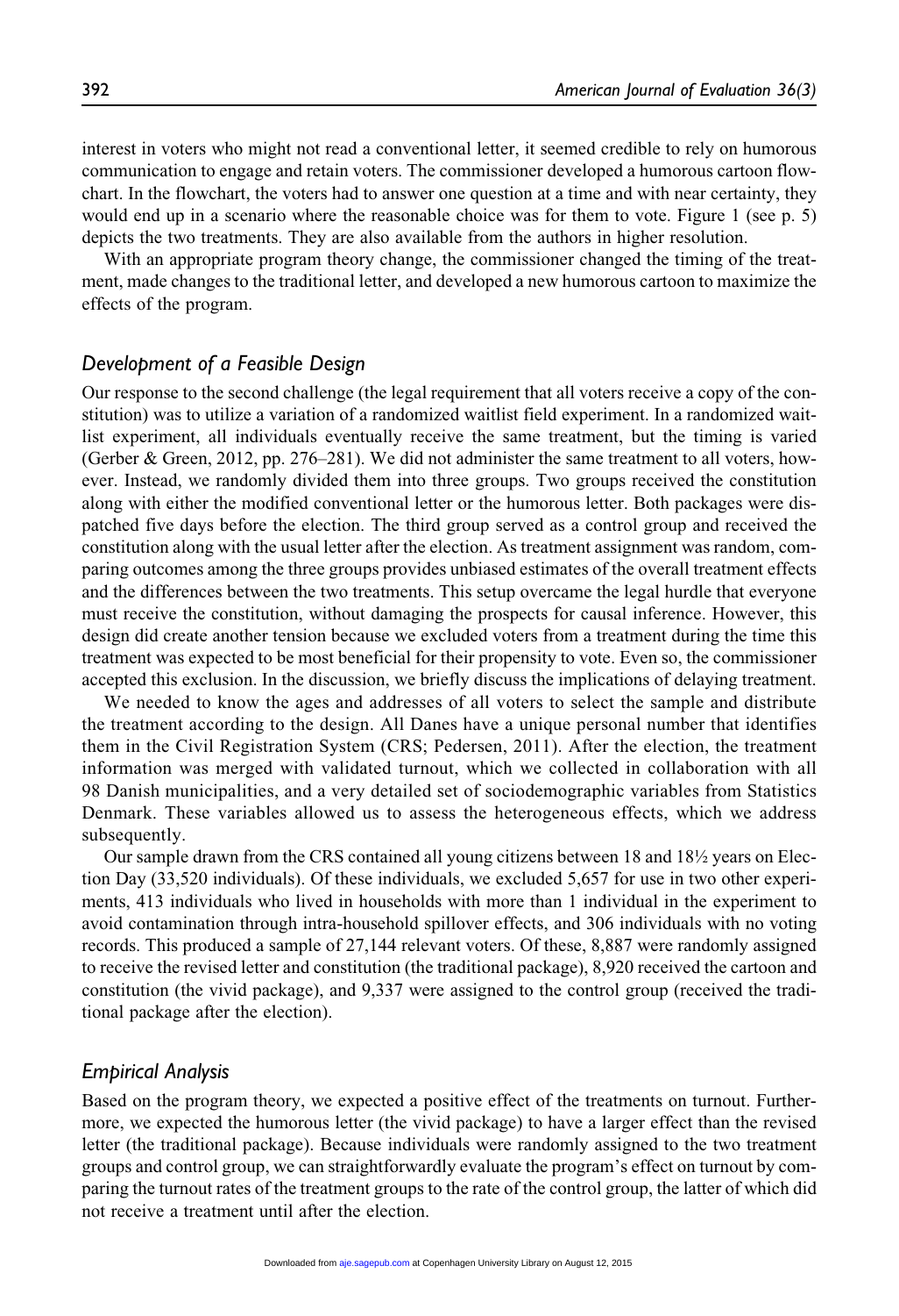interest in voters who might not read a conventional letter, it seemed credible to rely on humorous communication to engage and retain voters. The commissioner developed a humorous cartoon flowchart. In the flowchart, the voters had to answer one question at a time and with near certainty, they would end up in a scenario where the reasonable choice was for them to vote. Figure 1 (see p. 5) depicts the two treatments. They are also available from the authors in higher resolution.

With an appropriate program theory change, the commissioner changed the timing of the treatment, made changes to the traditional letter, and developed a new humorous cartoon to maximize the effects of the program.

## *Development of a Feasible Design*

Our response to the second challenge (the legal requirement that all voters receive a copy of the constitution) was to utilize a variation of a randomized waitlist field experiment. In a randomized waitlist experiment, all individuals eventually receive the same treatment, but the timing is varied (Gerber & Green, 2012, pp. 276–281). We did not administer the same treatment to all voters, however. Instead, we randomly divided them into three groups. Two groups received the constitution along with either the modified conventional letter or the humorous letter. Both packages were dispatched five days before the election. The third group served as a control group and received the constitution along with the usual letter after the election. As treatment assignment was random, comparing outcomes among the three groups provides unbiased estimates of the overall treatment effects and the differences between the two treatments. This setup overcame the legal hurdle that everyone must receive the constitution, without damaging the prospects for causal inference. However, this design did create another tension because we excluded voters from a treatment during the time this treatment was expected to be most beneficial for their propensity to vote. Even so, the commissioner accepted this exclusion. In the discussion, we briefly discuss the implications of delaying treatment.

We needed to know the ages and addresses of all voters to select the sample and distribute the treatment according to the design. All Danes have a unique personal number that identifies them in the Civil Registration System (CRS; Pedersen, 2011). After the election, the treatment information was merged with validated turnout, which we collected in collaboration with all 98 Danish municipalities, and a very detailed set of sociodemographic variables from Statistics Denmark. These variables allowed us to assess the heterogeneous effects, which we address subsequently.

Our sample drawn from the CRS contained all young citizens between 18 and 18½ years on Election Day (33,520 individuals). Of these individuals, we excluded 5,657 for use in two other experiments, 413 individuals who lived in households with more than 1 individual in the experiment to avoid contamination through intra-household spillover effects, and 306 individuals with no voting records. This produced a sample of 27,144 relevant voters. Of these, 8,887 were randomly assigned to receive the revised letter and constitution (the traditional package), 8,920 received the cartoon and constitution (the vivid package), and 9,337 were assigned to the control group (received the traditional package after the election).

## *Empirical Analysis*

Based on the program theory, we expected a positive effect of the treatments on turnout. Furthermore, we expected the humorous letter (the vivid package) to have a larger effect than the revised letter (the traditional package). Because individuals were randomly assigned to the two treatment groups and control group, we can straightforwardly evaluate the program's effect on turnout by comparing the turnout rates of the treatment groups to the rate of the control group, the latter of which did not receive a treatment until after the election.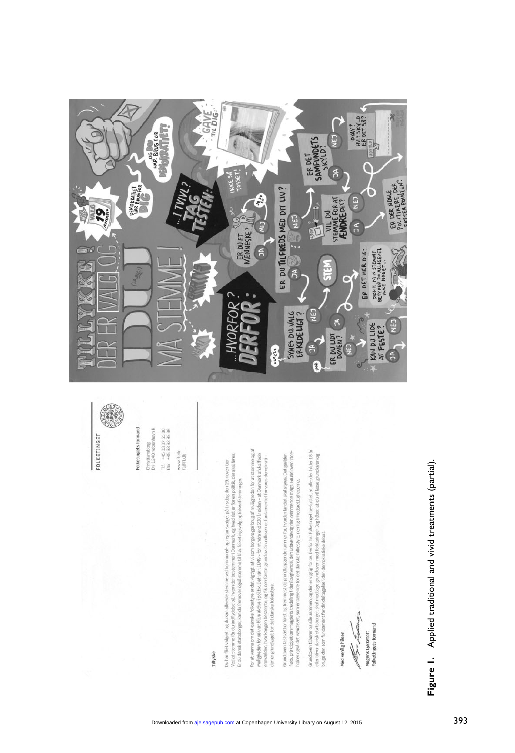**Figure 1.** Applied traditional and vivid treatments (partial).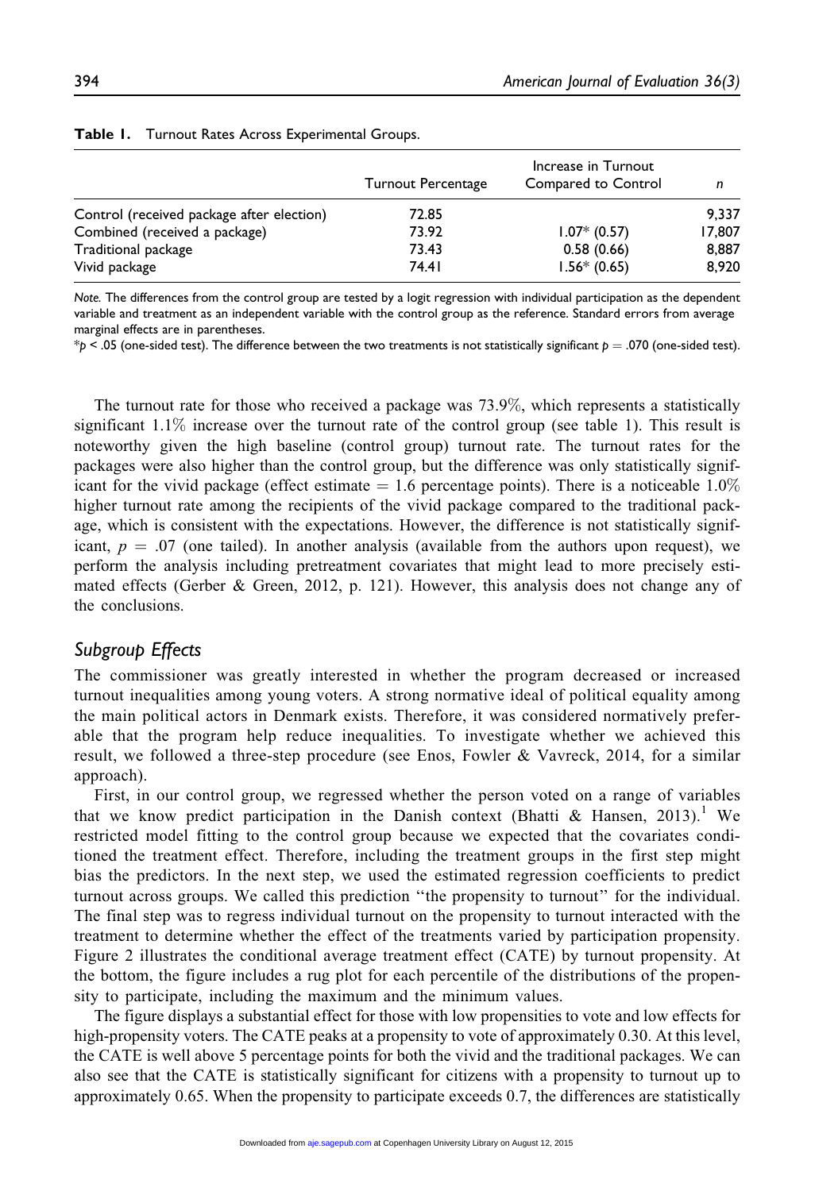**Table 1.** Turnout Rates Across Experimental Groups.

| | Turnout Percentage | Increase in Turnout Compared to Control | *n* |
|---|---|---|---|
| Control (received package after election) | 72.85 | | 9,337 |
| Combined (received a package) | 73.92 | 1.07* (0.57) | 17,807 |
| Traditional package | 73.43 | 0.58 (0.66) | 8,887 |
| Vivid package | 74.41 | 1.56* (0.65) | 8,920 |

*Note.* The differences from the control group are tested by a logit regression with individual participation as the dependent variable and treatment as an independent variable with the control group as the reference. Standard errors from average marginal effects are in parentheses.

*$p < .05$ (one-sided test). The difference between the two treatments is not statistically significant $p = .070$ (one-sided test).

The turnout rate for those who received a package was 73.9%, which represents a statistically significant 1.1% increase over the turnout rate of the control group (see table 1). This result is noteworthy given the high baseline (control group) turnout rate. The turnout rates for the packages were also higher than the control group, but the difference was only statistically significant for the vivid package (effect estimate = 1.6 percentage points). There is a noticeable 1.0% higher turnout rate among the recipients of the vivid package compared to the traditional package, which is consistent with the expectations. However, the difference is not statistically significant, $p = .07$ (one tailed). In another analysis (available from the authors upon request), we perform the analysis including pretreatment covariates that might lead to more precisely estimated effects (Gerber & Green, 2012, p. 121). However, this analysis does not change any of the conclusions.

## *Subgroup Effects*

The commissioner was greatly interested in whether the program decreased or increased turnout inequalities among young voters. A strong normative ideal of political equality among the main political actors in Denmark exists. Therefore, it was considered normatively preferable that the program help reduce inequalities. To investigate whether we achieved this result, we followed a three-step procedure (see Enos, Fowler & Vavreck, 2014, for a similar approach).

First, in our control group, we regressed whether the person voted on a range of variables that we know predict participation in the Danish context (Bhatti & Hansen, 2013).[1] We restricted model fitting to the control group because we expected that the covariates conditioned the treatment effect. Therefore, including the treatment groups in the first step might bias the predictors. In the next step, we used the estimated regression coefficients to predict turnout across groups. We called this prediction "the propensity to turnout" for the individual. The final step was to regress individual turnout on the propensity to turnout interacted with the treatment to determine whether the effect of the treatments varied by participation propensity. Figure 2 illustrates the conditional average treatment effect (CATE) by turnout propensity. At the bottom, the figure includes a rug plot for each percentile of the distributions of the propensity to participate, including the maximum and the minimum values.

The figure displays a substantial effect for those with low propensities to vote and low effects for high-propensity voters. The CATE peaks at a propensity to vote of approximately 0.30. At this level, the CATE is well above 5 percentage points for both the vivid and the traditional packages. We can also see that the CATE is statistically significant for citizens with a propensity to turnout up to approximately 0.65. When the propensity to participate exceeds 0.7, the differences are statistically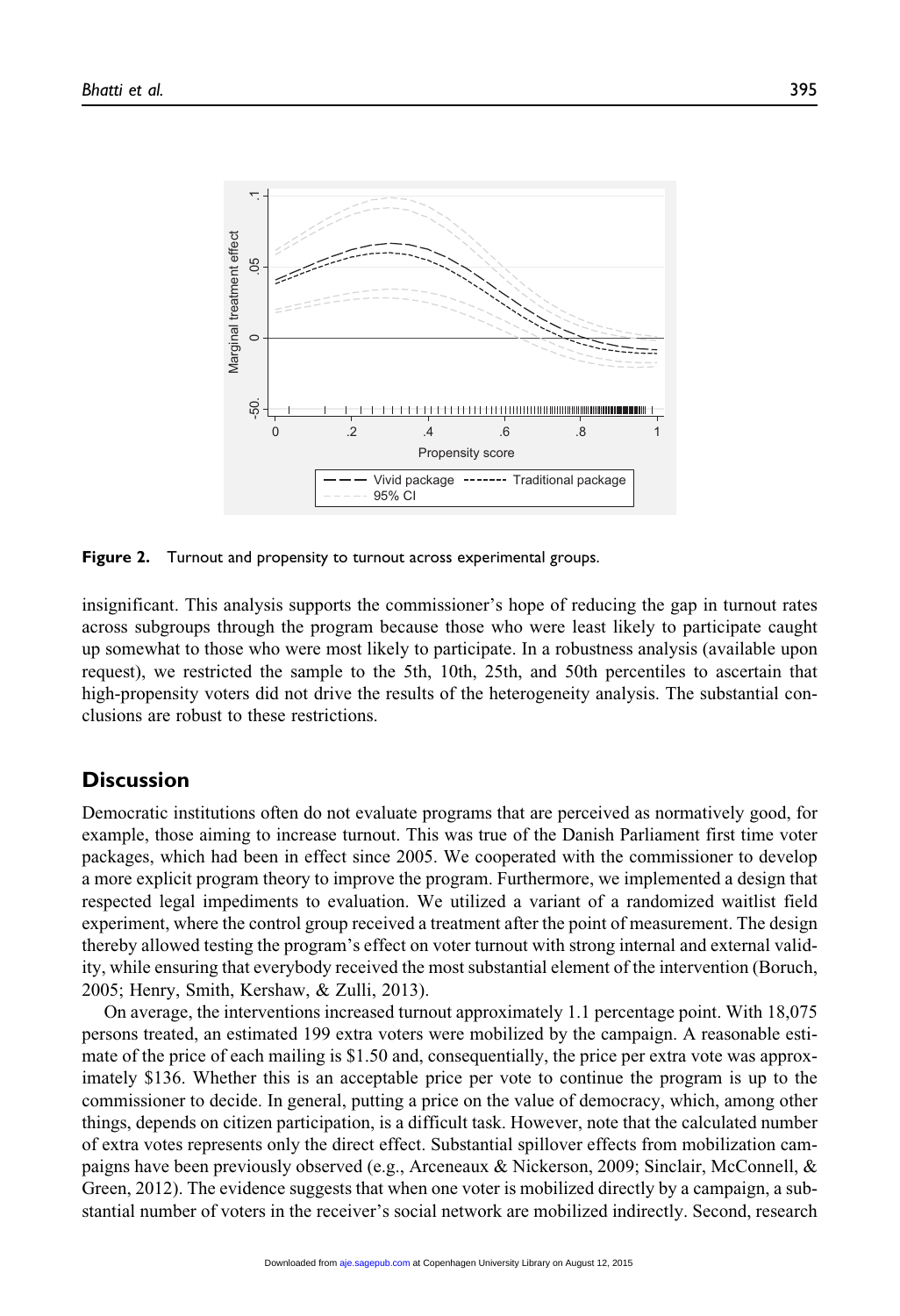**Figure 2.** Turnout and propensity to turnout across experimental groups.

insignificant. This analysis supports the commissioner's hope of reducing the gap in turnout rates across subgroups through the program because those who were least likely to participate caught up somewhat to those who were most likely to participate. In a robustness analysis (available upon request), we restricted the sample to the 5th, 10th, 25th, and 50th percentiles to ascertain that high-propensity voters did not drive the results of the heterogeneity analysis. The substantial conclusions are robust to these restrictions.

## Discussion

Democratic institutions often do not evaluate programs that are perceived as normatively good, for example, those aiming to increase turnout. This was true of the Danish Parliament first time voter packages, which had been in effect since 2005. We cooperated with the commissioner to develop a more explicit program theory to improve the program. Furthermore, we implemented a design that respected legal impediments to evaluation. We utilized a variant of a randomized waitlist field experiment, where the control group received a treatment after the point of measurement. The design thereby allowed testing the program's effect on voter turnout with strong internal and external validity, while ensuring that everybody received the most substantial element of the intervention (Boruch, 2005; Henry, Smith, Kershaw, & Zulli, 2013).

On average, the interventions increased turnout approximately 1.1 percentage point. With 18,075 persons treated, an estimated 199 extra voters were mobilized by the campaign. A reasonable estimate of the price of each mailing is $1.50 and, consequentially, the price per extra vote was approximately $136. Whether this is an acceptable price per vote to continue the program is up to the commissioner to decide. In general, putting a price on the value of democracy, which, among other things, depends on citizen participation, is a difficult task. However, note that the calculated number of extra votes represents only the direct effect. Substantial spillover effects from mobilization campaigns have been previously observed (e.g., Arceneaux & Nickerson, 2009; Sinclair, McConnell, & Green, 2012). The evidence suggests that when one voter is mobilized directly by a campaign, a substantial number of voters in the receiver's social network are mobilized indirectly. Second, research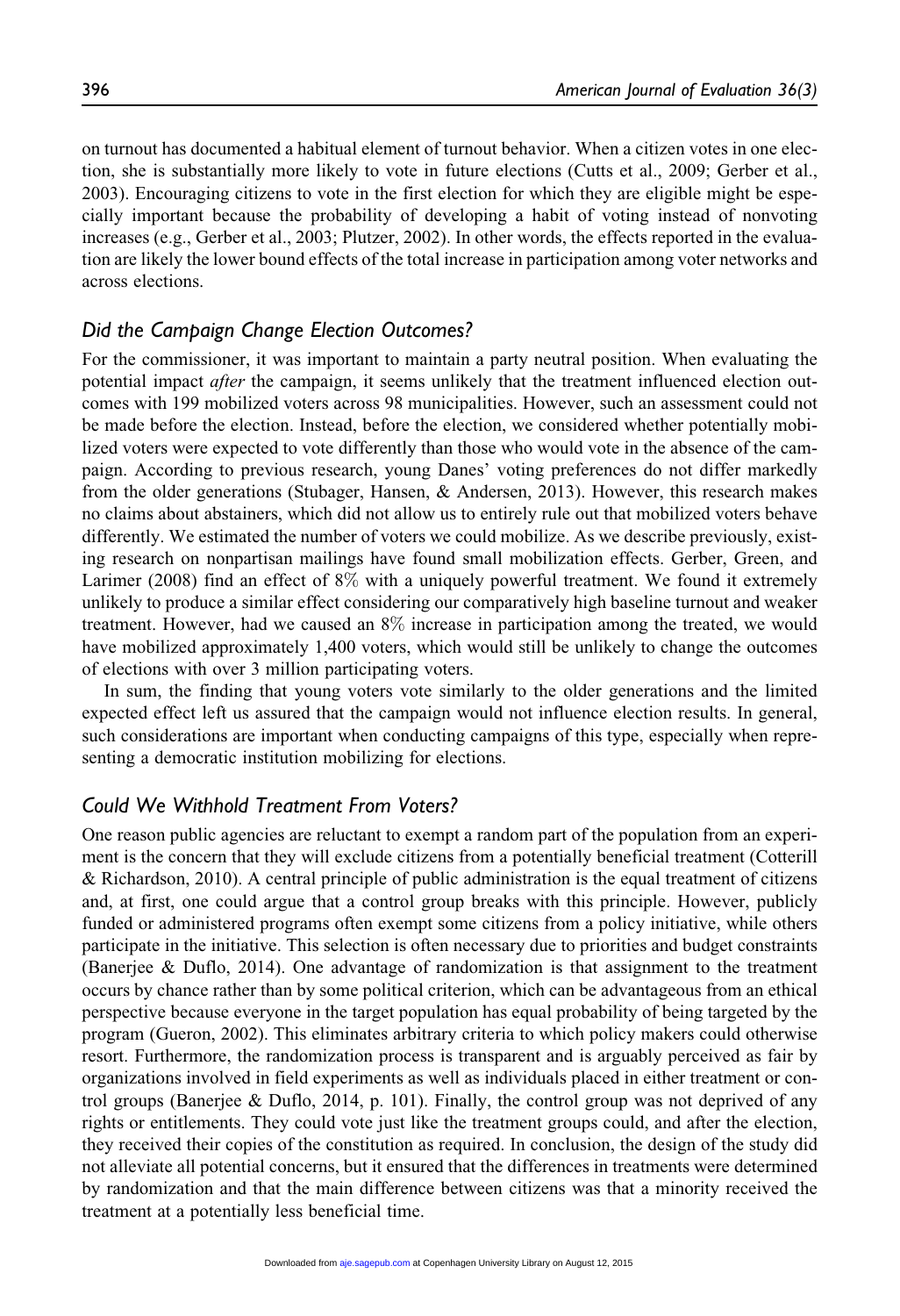on turnout has documented a habitual element of turnout behavior. When a citizen votes in one election, she is substantially more likely to vote in future elections (Cutts et al., 2009; Gerber et al., 2003). Encouraging citizens to vote in the first election for which they are eligible might be especially important because the probability of developing a habit of voting instead of nonvoting increases (e.g., Gerber et al., 2003; Plutzer, 2002). In other words, the effects reported in the evaluation are likely the lower bound effects of the total increase in participation among voter networks and across elections.

## Did the Campaign Change Election Outcomes?

For the commissioner, it was important to maintain a party neutral position. When evaluating the potential impact *after* the campaign, it seems unlikely that the treatment influenced election outcomes with 199 mobilized voters across 98 municipalities. However, such an assessment could not be made before the election. Instead, before the election, we considered whether potentially mobilized voters were expected to vote differently than those who would vote in the absence of the campaign. According to previous research, young Danes' voting preferences do not differ markedly from the older generations (Stubager, Hansen, & Andersen, 2013). However, this research makes no claims about abstainers, which did not allow us to entirely rule out that mobilized voters behave differently. We estimated the number of voters we could mobilize. As we describe previously, existing research on nonpartisan mailings have found small mobilization effects. Gerber, Green, and Larimer (2008) find an effect of 8% with a uniquely powerful treatment. We found it extremely unlikely to produce a similar effect considering our comparatively high baseline turnout and weaker treatment. However, had we caused an 8% increase in participation among the treated, we would have mobilized approximately 1,400 voters, which would still be unlikely to change the outcomes of elections with over 3 million participating voters.

In sum, the finding that young voters vote similarly to the older generations and the limited expected effect left us assured that the campaign would not influence election results. In general, such considerations are important when conducting campaigns of this type, especially when representing a democratic institution mobilizing for elections.

## Could We Withhold Treatment From Voters?

One reason public agencies are reluctant to exempt a random part of the population from an experiment is the concern that they will exclude citizens from a potentially beneficial treatment (Cotterill & Richardson, 2010). A central principle of public administration is the equal treatment of citizens and, at first, one could argue that a control group breaks with this principle. However, publicly funded or administered programs often exempt some citizens from a policy initiative, while others participate in the initiative. This selection is often necessary due to priorities and budget constraints (Banerjee & Duflo, 2014). One advantage of randomization is that assignment to the treatment occurs by chance rather than by some political criterion, which can be advantageous from an ethical perspective because everyone in the target population has equal probability of being targeted by the program (Gueron, 2002). This eliminates arbitrary criteria to which policy makers could otherwise resort. Furthermore, the randomization process is transparent and is arguably perceived as fair by organizations involved in field experiments as well as individuals placed in either treatment or control groups (Banerjee & Duflo, 2014, p. 101). Finally, the control group was not deprived of any rights or entitlements. They could vote just like the treatment groups could, and after the election, they received their copies of the constitution as required. In conclusion, the design of the study did not alleviate all potential concerns, but it ensured that the differences in treatments were determined by randomization and that the main difference between citizens was that a minority received the treatment at a potentially less beneficial time.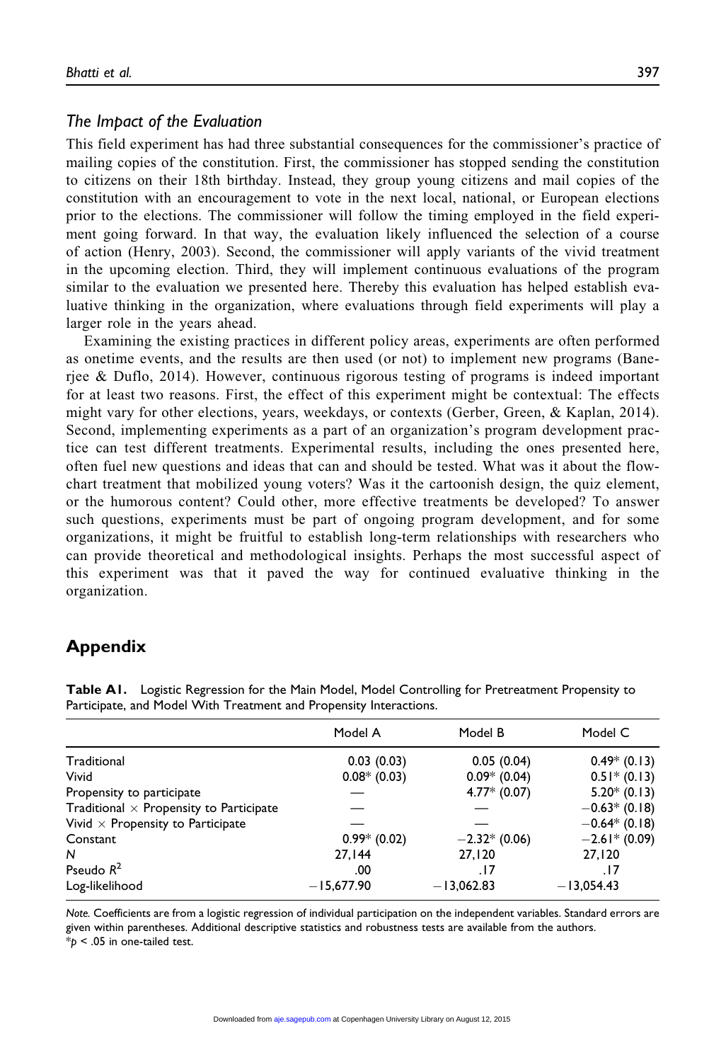### The Impact of the Evaluation

This field experiment has had three substantial consequences for the commissioner's practice of mailing copies of the constitution. First, the commissioner has stopped sending the constitution to citizens on their 18th birthday. Instead, they group young citizens and mail copies of the constitution with an encouragement to vote in the next local, national, or European elections prior to the elections. The commissioner will follow the timing employed in the field experiment going forward. In that way, the evaluation likely influenced the selection of a course of action (Henry, 2003). Second, the commissioner will apply variants of the vivid treatment in the upcoming election. Third, they will implement continuous evaluations of the program similar to the evaluation we presented here. Thereby this evaluation has helped establish evaluative thinking in the organization, where evaluations through field experiments will play a larger role in the years ahead.

Examining the existing practices in different policy areas, experiments are often performed as onetime events, and the results are then used (or not) to implement new programs (Banerjee & Duflo, 2014). However, continuous rigorous testing of programs is indeed important for at least two reasons. First, the effect of this experiment might be contextual: The effects might vary for other elections, years, weekdays, or contexts (Gerber, Green, & Kaplan, 2014). Second, implementing experiments as a part of an organization's program development practice can test different treatments. Experimental results, including the ones presented here, often fuel new questions and ideas that can and should be tested. What was it about the flowchart treatment that mobilized young voters? Was it the cartoonish design, the quiz element, or the humorous content? Could other, more effective treatments be developed? To answer such questions, experiments must be part of ongoing program development, and for some organizations, it might be fruitful to establish long-term relationships with researchers who can provide theoretical and methodological insights. Perhaps the most successful aspect of this experiment was that it paved the way for continued evaluative thinking in the organization.

## Appendix

**Table A1.** Logistic Regression for the Main Model, Model Controlling for Pretreatment Propensity to Participate, and Model With Treatment and Propensity Interactions.

| | Model A | Model B | Model C |
|---|---|---|---|
| Traditional | 0.03 (0.03) | 0.05 (0.04) | 0.49* (0.13) |
| Vivid | 0.08* (0.03) | 0.09* (0.04) | 0.51* (0.13) |
| Propensity to participate | — | 4.77* (0.07) | 5.20* (0.13) |
| Traditional × Propensity to Participate | — | — | −0.63* (0.18) |
| Vivid × Propensity to Participate | — | — | −0.64* (0.18) |
| Constant | 0.99* (0.02) | −2.32* (0.06) | −2.61* (0.09) |
| $N$ | 27,144 | 27,120 | 27,120 |
| Pseudo $R^2$ | .00 | .17 | .17 |
| Log-likelihood | −15,677.90 | −13,062.83 | −13,054.43 |

*Note.* Coefficients are from a logistic regression of individual participation on the independent variables. Standard errors are given within parentheses. Additional descriptive statistics and robustness tests are available from the authors.
*$p < .05$ in one-tailed test.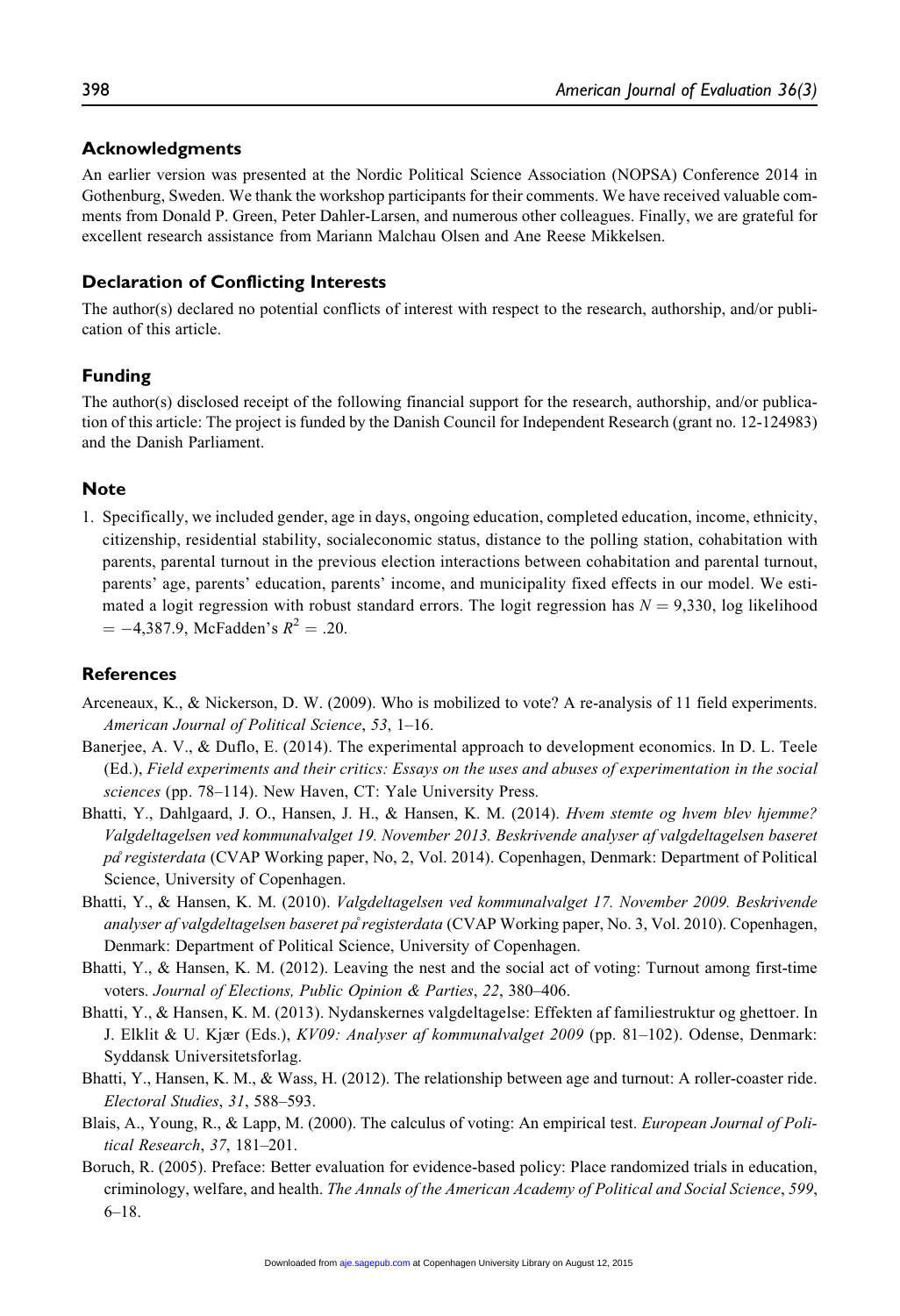## Acknowledgments

An earlier version was presented at the Nordic Political Science Association (NOPSA) Conference 2014 in Gothenburg, Sweden. We thank the workshop participants for their comments. We have received valuable comments from Donald P. Green, Peter Dahler-Larsen, and numerous other colleagues. Finally, we are grateful for excellent research assistance from Mariann Malchau Olsen and Ane Reese Mikkelsen.

## Declaration of Conflicting Interests

The author(s) declared no potential conflicts of interest with respect to the research, authorship, and/or publication of this article.

## Funding

The author(s) disclosed receipt of the following financial support for the research, authorship, and/or publication of this article: The project is funded by the Danish Council for Independent Research (grant no. 12-124983) and the Danish Parliament.

## Note

1. Specifically, we included gender, age in days, ongoing education, completed education, income, ethnicity, citizenship, residential stability, socialeconomic status, distance to the polling station, cohabitation with parents, parental turnout in the previous election interactions between cohabitation and parental turnout, parents' age, parents' education, parents' income, and municipality fixed effects in our model. We estimated a logit regression with robust standard errors. The logit regression has $N = 9{,}330$, log likelihood $= -4{,}387.9$, McFadden's $R^2 = .20$.

## References

Arceneaux, K., & Nickerson, D. W. (2009). Who is mobilized to vote? A re-analysis of 11 field experiments. *American Journal of Political Science*, *53*, 1–16.

Banerjee, A. V., & Duflo, E. (2014). The experimental approach to development economics. In D. L. Teele (Ed.), *Field experiments and their critics: Essays on the uses and abuses of experimentation in the social sciences* (pp. 78–114). New Haven, CT: Yale University Press.

Bhatti, Y., Dahlgaard, J. O., Hansen, J. H., & Hansen, K. M. (2014). *Hvem stemte og hvem blev hjemme? Valgdeltagelsen ved kommunalvalget 19. November 2013. Beskrivende analyser af valgdeltagelsen baseret på registerdata* (CVAP Working paper, No, 2, Vol. 2014). Copenhagen, Denmark: Department of Political Science, University of Copenhagen.

Bhatti, Y., & Hansen, K. M. (2010). *Valgdeltagelsen ved kommunalvalget 17. November 2009. Beskrivende analyser af valgdeltagelsen baseret på registerdata* (CVAP Working paper, No. 3, Vol. 2010). Copenhagen, Denmark: Department of Political Science, University of Copenhagen.

Bhatti, Y., & Hansen, K. M. (2012). Leaving the nest and the social act of voting: Turnout among first-time voters. *Journal of Elections, Public Opinion & Parties*, *22*, 380–406.

Bhatti, Y., & Hansen, K. M. (2013). Nydanskernes valgdeltagelse: Effekten af familiestruktur og ghettoer. In J. Elklit & U. Kjær (Eds.), *KV09: Analyser af kommunalvalget 2009* (pp. 81–102). Odense, Denmark: Syddansk Universitetsforlag.

Bhatti, Y., Hansen, K. M., & Wass, H. (2012). The relationship between age and turnout: A roller-coaster ride. *Electoral Studies*, *31*, 588–593.

Blais, A., Young, R., & Lapp, M. (2000). The calculus of voting: An empirical test. *European Journal of Political Research*, *37*, 181–201.

Boruch, R. (2005). Preface: Better evaluation for evidence-based policy: Place randomized trials in education, criminology, welfare, and health. *The Annals of the American Academy of Political and Social Science*, *599*, 6–18.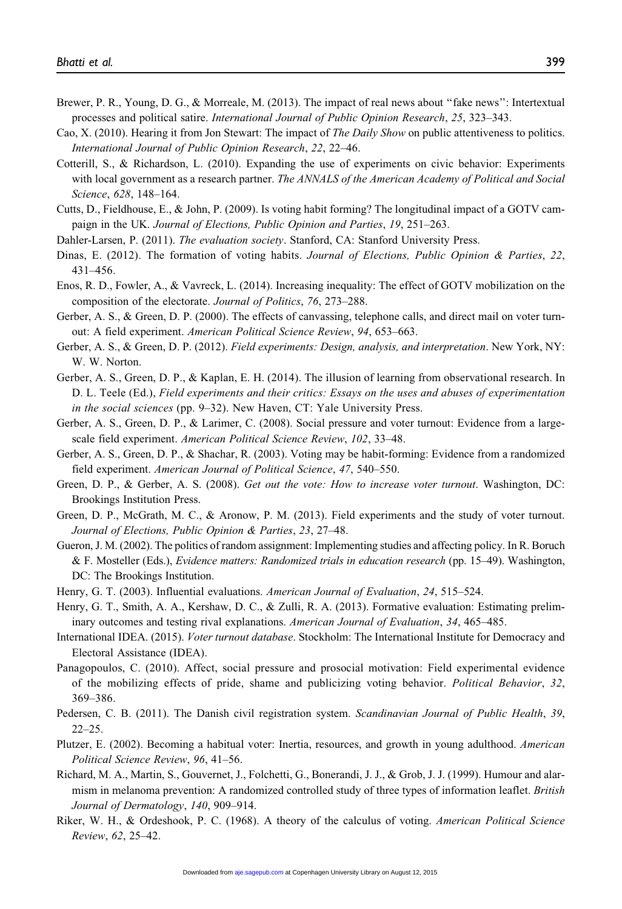Brewer, P. R., Young, D. G., & Morreale, M. (2013). The impact of real news about "fake news": Intertextual processes and political satire. *International Journal of Public Opinion Research*, *25*, 323–343.

Cao, X. (2010). Hearing it from Jon Stewart: The impact of *The Daily Show* on public attentiveness to politics. *International Journal of Public Opinion Research*, *22*, 22–46.

Cotterill, S., & Richardson, L. (2010). Expanding the use of experiments on civic behavior: Experiments with local government as a research partner. *The ANNALS of the American Academy of Political and Social Science*, *628*, 148–164.

Cutts, D., Fieldhouse, E., & John, P. (2009). Is voting habit forming? The longitudinal impact of a GOTV campaign in the UK. *Journal of Elections, Public Opinion and Parties*, *19*, 251–263.

Dahler-Larsen, P. (2011). *The evaluation society*. Stanford, CA: Stanford University Press.

Dinas, E. (2012). The formation of voting habits. *Journal of Elections, Public Opinion & Parties*, *22*, 431–456.

Enos, R. D., Fowler, A., & Vavreck, L. (2014). Increasing inequality: The effect of GOTV mobilization on the composition of the electorate. *Journal of Politics*, *76*, 273–288.

Gerber, A. S., & Green, D. P. (2000). The effects of canvassing, telephone calls, and direct mail on voter turnout: A field experiment. *American Political Science Review*, *94*, 653–663.

Gerber, A. S., & Green, D. P. (2012). *Field experiments: Design, analysis, and interpretation*. New York, NY: W. W. Norton.

Gerber, A. S., Green, D. P., & Kaplan, E. H. (2014). The illusion of learning from observational research. In D. L. Teele (Ed.), *Field experiments and their critics: Essays on the uses and abuses of experimentation in the social sciences* (pp. 9–32). New Haven, CT: Yale University Press.

Gerber, A. S., Green, D. P., & Larimer, C. (2008). Social pressure and voter turnout: Evidence from a large-scale field experiment. *American Political Science Review*, *102*, 33–48.

Gerber, A. S., Green, D. P., & Shachar, R. (2003). Voting may be habit-forming: Evidence from a randomized field experiment. *American Journal of Political Science*, *47*, 540–550.

Green, D. P., & Gerber, A. S. (2008). *Get out the vote: How to increase voter turnout*. Washington, DC: Brookings Institution Press.

Green, D. P., McGrath, M. C., & Aronow, P. M. (2013). Field experiments and the study of voter turnout. *Journal of Elections, Public Opinion & Parties*, *23*, 27–48.

Gueron, J. M. (2002). The politics of random assignment: Implementing studies and affecting policy. In R. Boruch & F. Mosteller (Eds.), *Evidence matters: Randomized trials in education research* (pp. 15–49). Washington, DC: The Brookings Institution.

Henry, G. T. (2003). Influential evaluations. *American Journal of Evaluation*, *24*, 515–524.

Henry, G. T., Smith, A. A., Kershaw, D. C., & Zulli, R. A. (2013). Formative evaluation: Estimating preliminary outcomes and testing rival explanations. *American Journal of Evaluation*, *34*, 465–485.

International IDEA. (2015). *Voter turnout database*. Stockholm: The International Institute for Democracy and Electoral Assistance (IDEA).

Panagopoulos, C. (2010). Affect, social pressure and prosocial motivation: Field experimental evidence of the mobilizing effects of pride, shame and publicizing voting behavior. *Political Behavior*, *32*, 369–386.

Pedersen, C. B. (2011). The Danish civil registration system. *Scandinavian Journal of Public Health*, *39*, 22–25.

Plutzer, E. (2002). Becoming a habitual voter: Inertia, resources, and growth in young adulthood. *American Political Science Review*, *96*, 41–56.

Richard, M. A., Martin, S., Gouvernet, J., Folchetti, G., Bonerandi, J. J., & Grob, J. J. (1999). Humour and alarmism in melanoma prevention: A randomized controlled study of three types of information leaflet. *British Journal of Dermatology*, *140*, 909–914.

Riker, W. H., & Ordeshook, P. C. (1968). A theory of the calculus of voting. *American Political Science Review*, *62*, 25–42.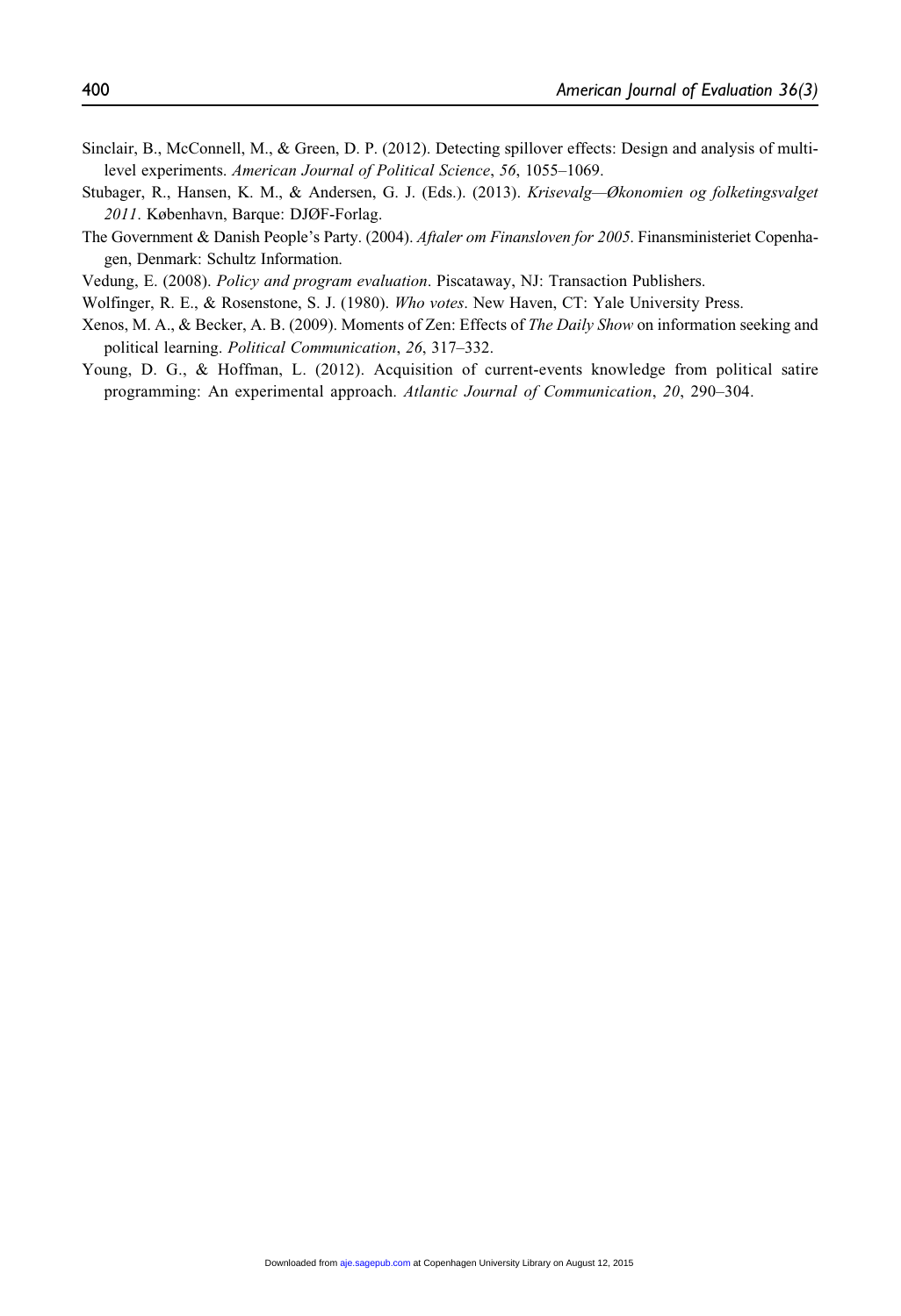Sinclair, B., McConnell, M., & Green, D. P. (2012). Detecting spillover effects: Design and analysis of multilevel experiments. *American Journal of Political Science*, *56*, 1055–1069.

Stubager, R., Hansen, K. M., & Andersen, G. J. (Eds.). (2013). *Krisevalg—Økonomien og folketingsvalget 2011*. København, Barque: DJØF-Forlag.

The Government & Danish People's Party. (2004). *Aftaler om Finansloven for 2005*. Finansministeriet Copenhagen, Denmark: Schultz Information.

Vedung, E. (2008). *Policy and program evaluation*. Piscataway, NJ: Transaction Publishers.

Wolfinger, R. E., & Rosenstone, S. J. (1980). *Who votes*. New Haven, CT: Yale University Press.

Xenos, M. A., & Becker, A. B. (2009). Moments of Zen: Effects of *The Daily Show* on information seeking and political learning. *Political Communication*, *26*, 317–332.

Young, D. G., & Hoffman, L. (2012). Acquisition of current-events knowledge from political satire programming: An experimental approach. *Atlantic Journal of Communication*, *20*, 290–304.